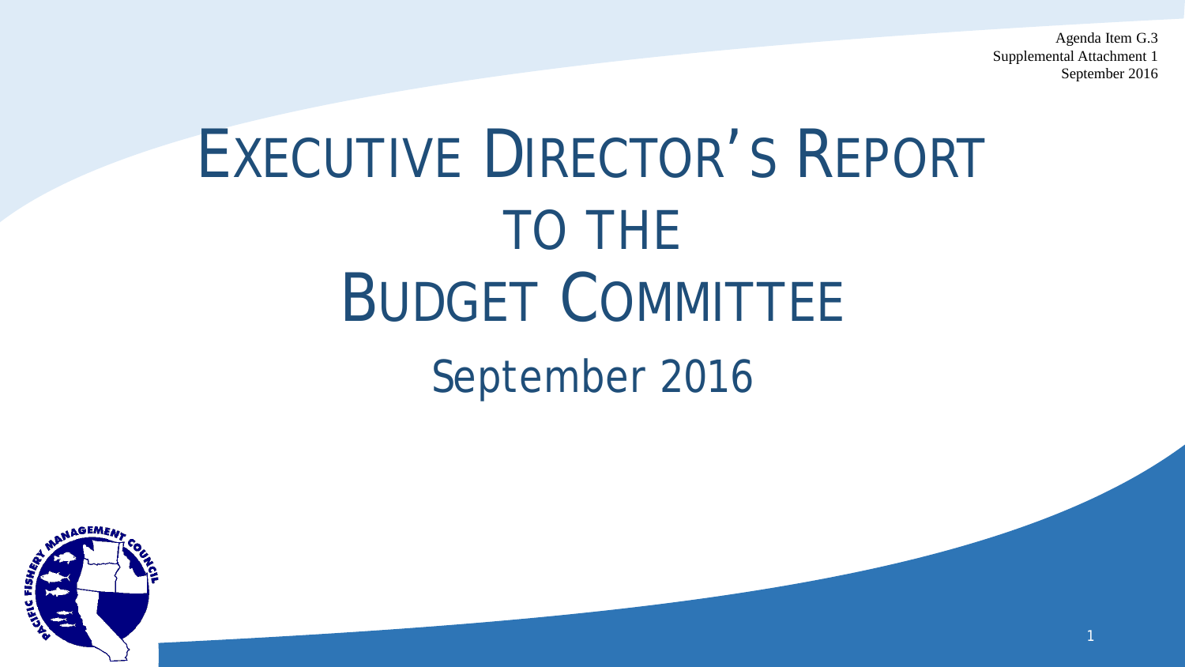Agenda Item G.3
Supplemental Attachment 1
September 2016

# EXECUTIVE DIRECTOR'S REPORT TO THE BUDGET COMMITTEE

## September 2016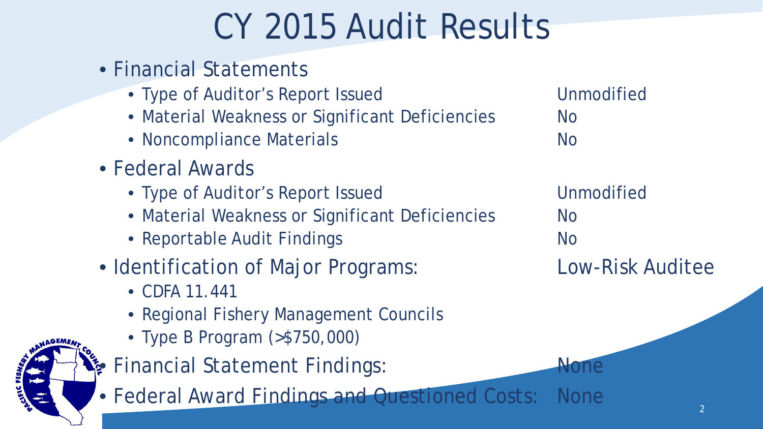# CY 2015 Audit Results

- Financial Statements
  - Type of Auditor's Report Issued — Unmodified
  - Material Weakness or Significant Deficiencies — No
  - Noncompliance Materials — No
- Federal Awards
  - Type of Auditor's Report Issued — Unmodified
  - Material Weakness or Significant Deficiencies — No
  - Reportable Audit Findings — No
- Identification of Major Programs: — Low-Risk Auditee
  - CDFA 11.441
  - Regional Fishery Management Councils
  - Type B Program (>$750,000)
- Financial Statement Findings: — None
- Federal Award Findings and Questioned Costs: — None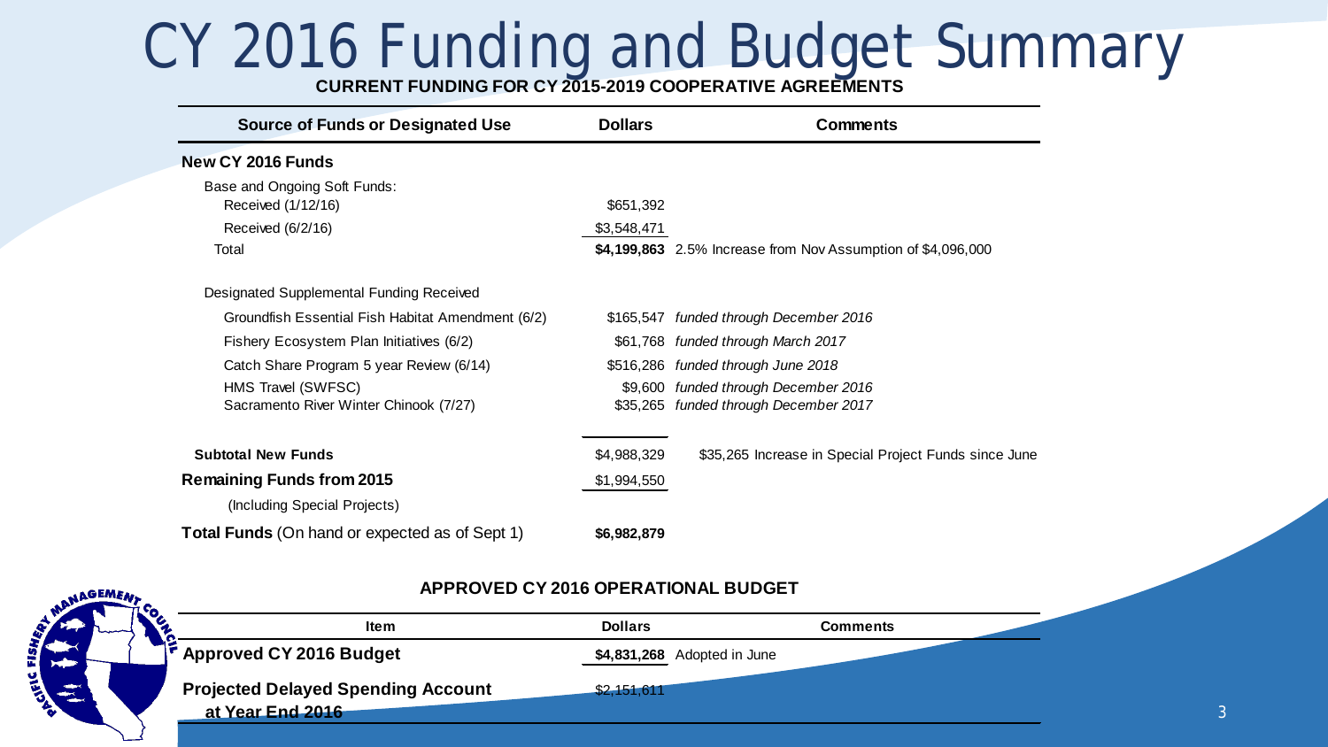# CY 2016 Funding and Budget Summary

**CURRENT FUNDING FOR CY 2015-2019 COOPERATIVE AGREEMENTS**

| Source of Funds or Designated Use | Dollars | Comments |
|---|---|---|
| **New CY 2016 Funds** | | |
| Base and Ongoing Soft Funds: | | |
| Received (1/12/16) | $651,392 | |
| Received (6/2/16) | $3,548,471 | |
| Total | **$4,199,863** | 2.5% Increase from Nov Assumption of $4,096,000 |
| Designated Supplemental Funding Received | | |
| Groundfish Essential Fish Habitat Amendment (6/2) | $165,547 | *funded through December 2016* |
| Fishery Ecosystem Plan Initiatives (6/2) | $61,768 | *funded through March 2017* |
| Catch Share Program 5 year Review (6/14) | $516,286 | *funded through June 2018* |
| HMS Travel (SWFSC) | $9,600 | *funded through December 2016* |
| Sacramento River Winter Chinook (7/27) | $35,265 | *funded through December 2017* |
| **Subtotal New Funds** | $4,988,329 | $35,265 Increase in Special Project Funds since June |
| **Remaining Funds from 2015** | $1,994,550 | |
| (Including Special Projects) | | |
| **Total Funds** (On hand or expected as of Sept 1) | **$6,982,879** | |

**APPROVED CY 2016 OPERATIONAL BUDGET**

| Item | Dollars | Comments |
|---|---|---|
| **Approved CY 2016 Budget** | **$4,831,268** | Adopted in June |
| **Projected Delayed Spending Account at Year End 2016** | $2,151,611 | |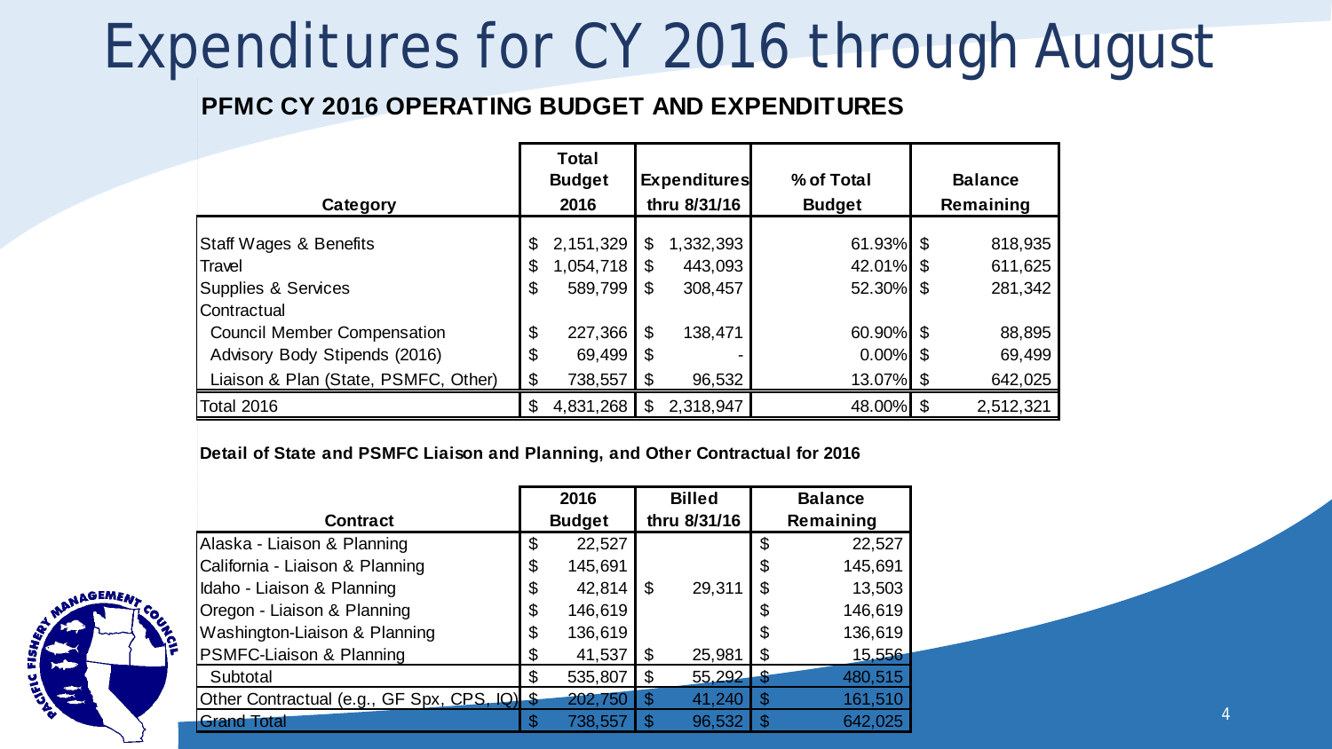# Expenditures for CY 2016 through August

## PFMC CY 2016 OPERATING BUDGET AND EXPENDITURES

| Category | Total Budget 2016 | Expenditures thru 8/31/16 | % of Total Budget | Balance Remaining |
|---|---|---|---|---|
| Staff Wages & Benefits | $ 2,151,329 | $ 1,332,393 | 61.93% | $ 818,935 |
| Travel | $ 1,054,718 | $ 443,093 | 42.01% | $ 611,625 |
| Supplies & Services | $ 589,799 | $ 308,457 | 52.30% | $ 281,342 |
| Contractual | | | | |
| Council Member Compensation | $ 227,366 | $ 138,471 | 60.90% | $ 88,895 |
| Advisory Body Stipends (2016) | $ 69,499 | $ - | 0.00% | $ 69,499 |
| Liaison & Plan (State, PSMFC, Other) | $ 738,557 | $ 96,532 | 13.07% | $ 642,025 |
| Total 2016 | $ 4,831,268 | $ 2,318,947 | 48.00% | $ 2,512,321 |

**Detail of State and PSMFC Liaison and Planning, and Other Contractual for 2016**

| Contract | 2016 Budget | Billed thru 8/31/16 | Balance Remaining |
|---|---|---|---|
| Alaska - Liaison & Planning | $ 22,527 | | $ 22,527 |
| California - Liaison & Planning | $ 145,691 | | $ 145,691 |
| Idaho - Liaison & Planning | $ 42,814 | $ 29,311 | $ 13,503 |
| Oregon - Liaison & Planning | $ 146,619 | | $ 146,619 |
| Washington-Liaison & Planning | $ 136,619 | | $ 136,619 |
| PSMFC-Liaison & Planning | $ 41,537 | $ 25,981 | $ 15,556 |
| Subtotal | $ 535,807 | $ 55,292 | $ 480,515 |
| Other Contractual (e.g., GF Spx, CPS, IQ) | $ 202,750 | $ 41,240 | $ 161,510 |
| Grand Total | $ 738,557 | $ 96,532 | $ 642,025 |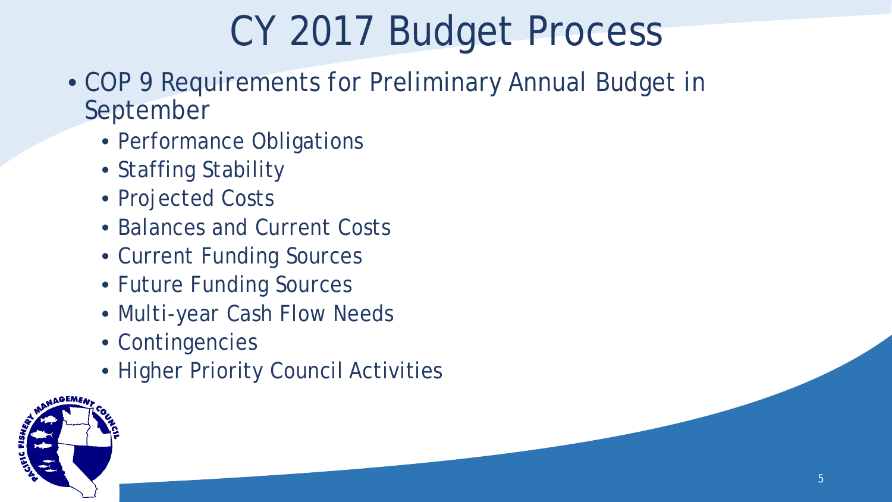# CY 2017 Budget Process

- COP 9 Requirements for Preliminary Annual Budget in September
  - Performance Obligations
  - Staffing Stability
  - Projected Costs
  - Balances and Current Costs
  - Current Funding Sources
  - Future Funding Sources
  - Multi-year Cash Flow Needs
  - Contingencies
  - Higher Priority Council Activities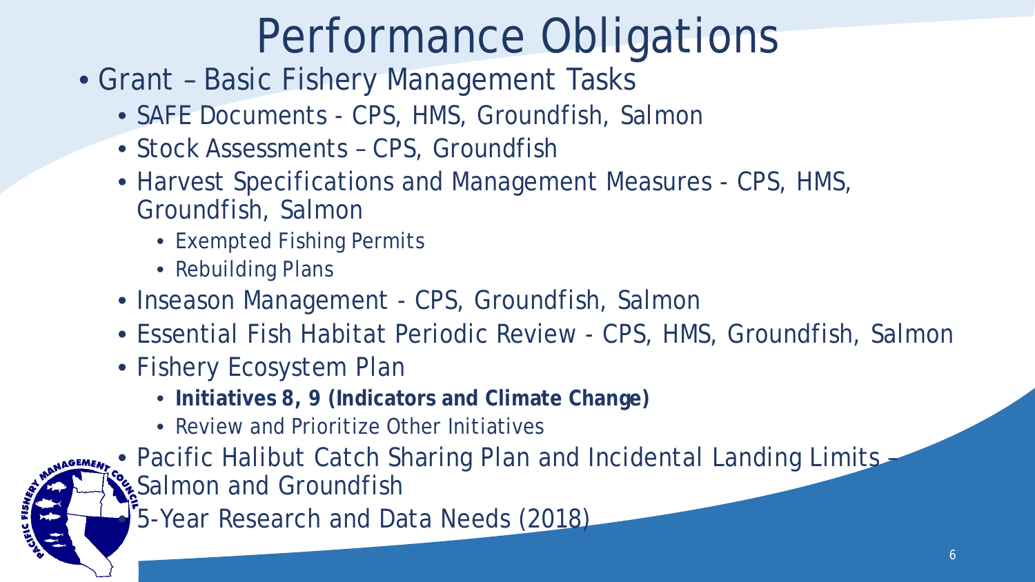# Performance Obligations

- Grant – Basic Fishery Management Tasks
  - SAFE Documents - CPS, HMS, Groundfish, Salmon
  - Stock Assessments – CPS, Groundfish
  - Harvest Specifications and Management Measures - CPS, HMS, Groundfish, Salmon
    - Exempted Fishing Permits
    - Rebuilding Plans
  - Inseason Management - CPS, Groundfish, Salmon
  - Essential Fish Habitat Periodic Review - CPS, HMS, Groundfish, Salmon
  - Fishery Ecosystem Plan
    - **Initiatives 8, 9 (Indicators and Climate Change)**
    - Review and Prioritize Other Initiatives
  - Pacific Halibut Catch Sharing Plan and Incidental Landing Limits – Salmon and Groundfish
  - 5-Year Research and Data Needs (2018)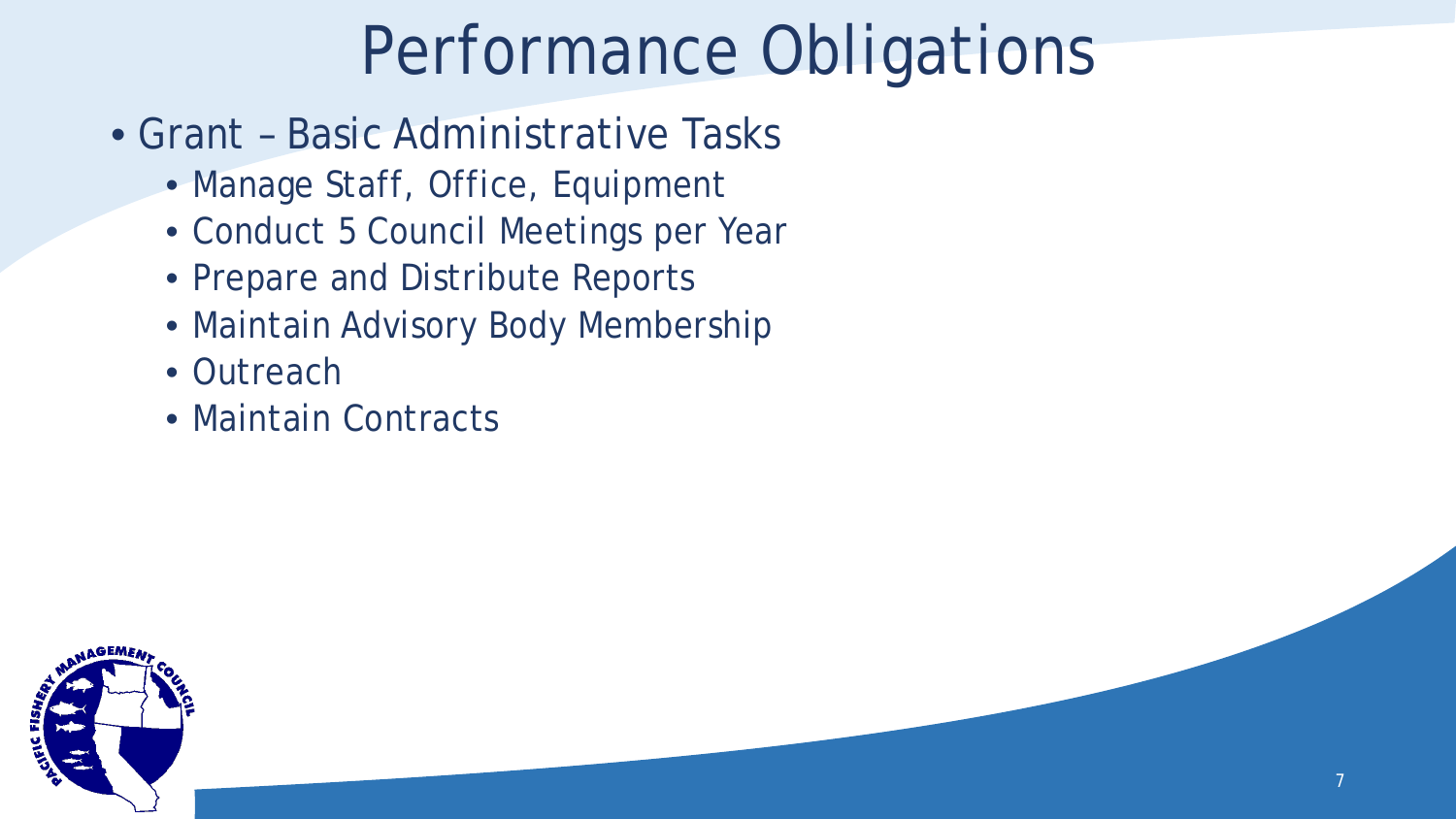# Performance Obligations

- Grant – Basic Administrative Tasks
  - Manage Staff, Office, Equipment
  - Conduct 5 Council Meetings per Year
  - Prepare and Distribute Reports
  - Maintain Advisory Body Membership
  - Outreach
  - Maintain Contracts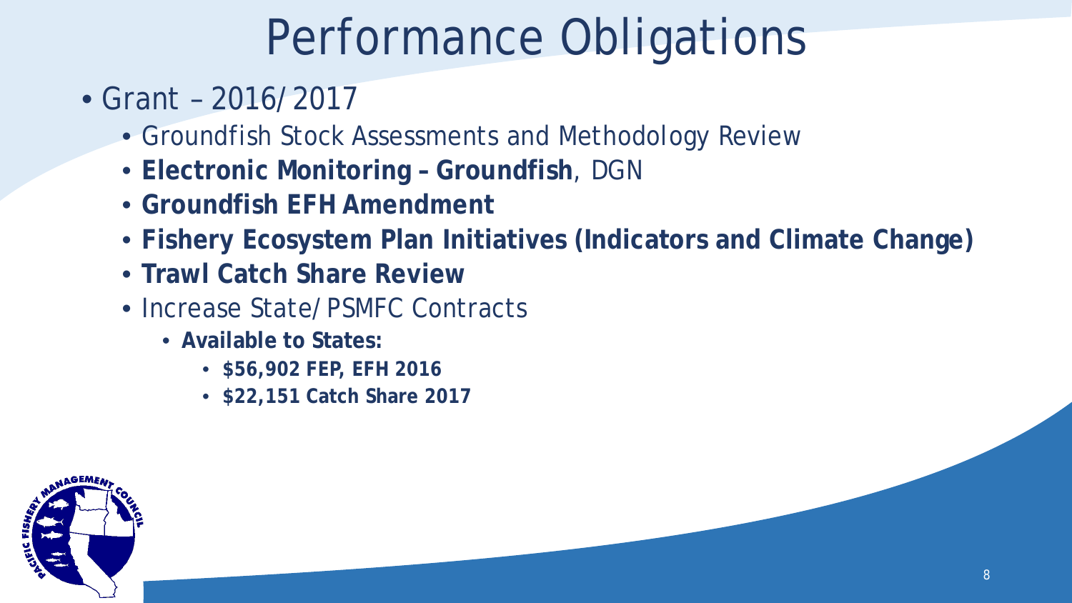# Performance Obligations

- Grant – 2016/2017
  - Groundfish Stock Assessments and Methodology Review
  - **Electronic Monitoring – Groundfish**, DGN
  - **Groundfish EFH Amendment**
  - **Fishery Ecosystem Plan Initiatives (Indicators and Climate Change)**
  - **Trawl Catch Share Review**
  - Increase State/PSMFC Contracts
    - **Available to States:**
      - **$56,902 FEP, EFH 2016**
      - **$22,151 Catch Share 2017**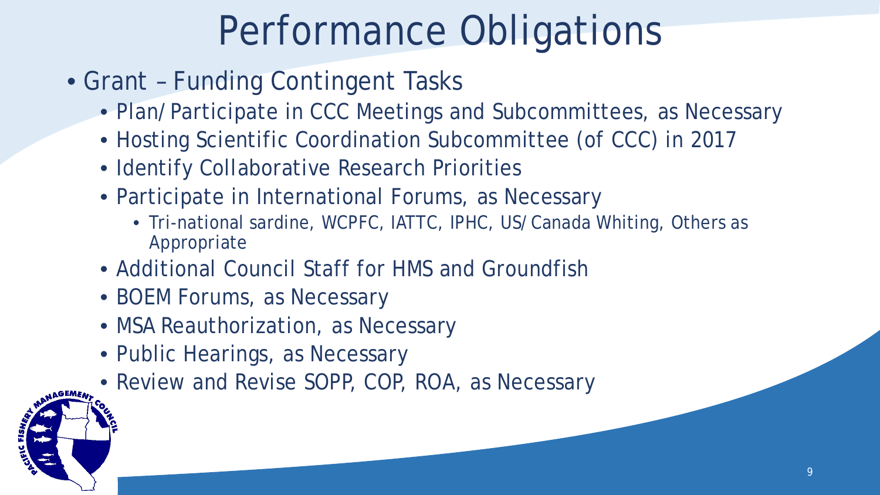# Performance Obligations

- Grant – Funding Contingent Tasks
  - Plan/Participate in CCC Meetings and Subcommittees, as Necessary
  - Hosting Scientific Coordination Subcommittee (of CCC) in 2017
  - Identify Collaborative Research Priorities
  - Participate in International Forums, as Necessary
    - Tri-national sardine, WCPFC, IATTC, IPHC, US/Canada Whiting, Others as Appropriate
  - Additional Council Staff for HMS and Groundfish
  - BOEM Forums, as Necessary
  - MSA Reauthorization, as Necessary
  - Public Hearings, as Necessary
  - Review and Revise SOPP, COP, ROA, as Necessary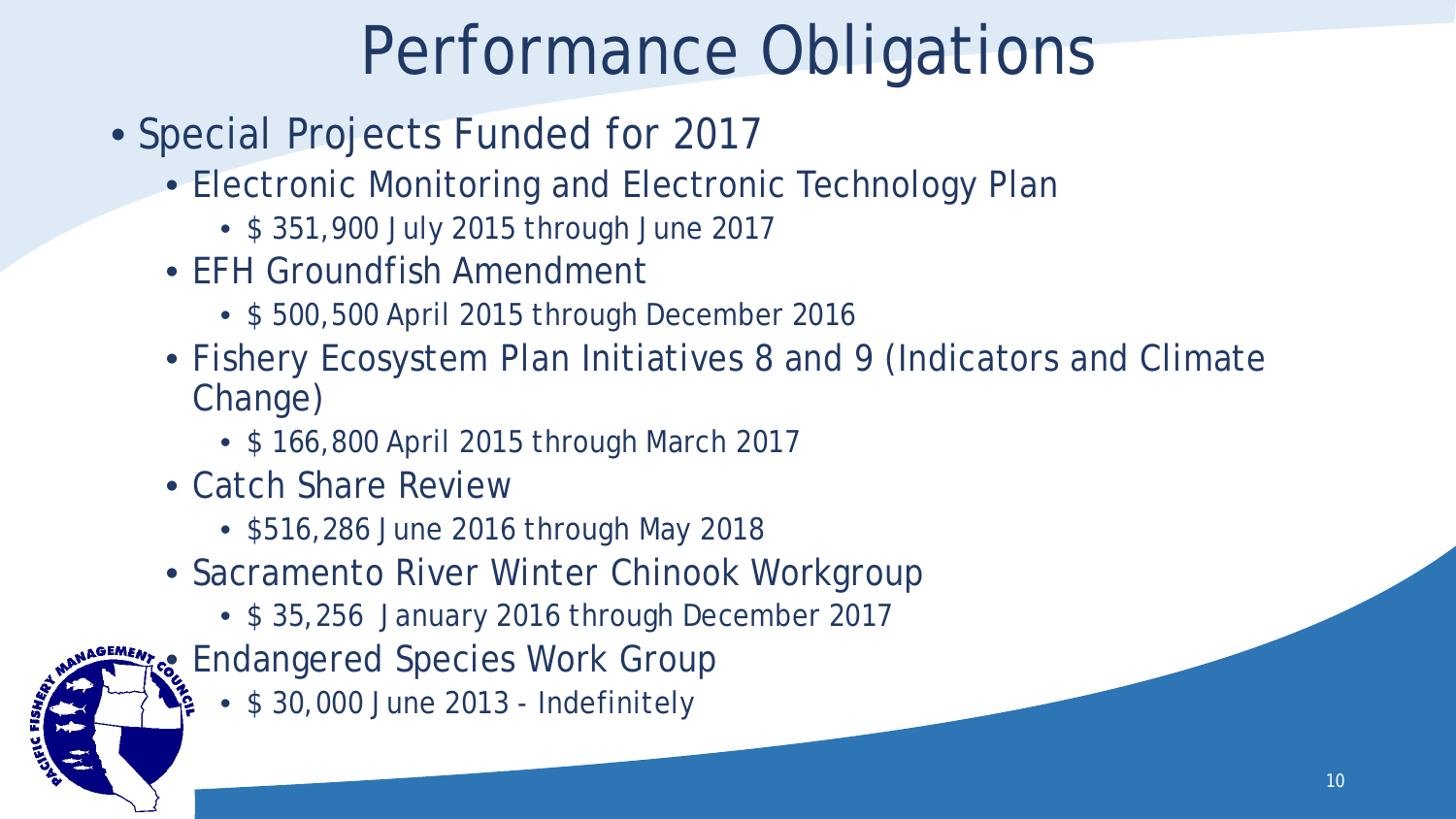# Performance Obligations

- Special Projects Funded for 2017
  - Electronic Monitoring and Electronic Technology Plan
    - $ 351,900 July 2015 through June 2017
  - EFH Groundfish Amendment
    - $ 500,500 April 2015 through December 2016
  - Fishery Ecosystem Plan Initiatives 8 and 9 (Indicators and Climate Change)
    - $ 166,800 April 2015 through March 2017
  - Catch Share Review
    - $516,286 June 2016 through May 2018
  - Sacramento River Winter Chinook Workgroup
    - $ 35,256 January 2016 through December 2017
  - Endangered Species Work Group
    - $ 30,000 June 2013 - Indefinitely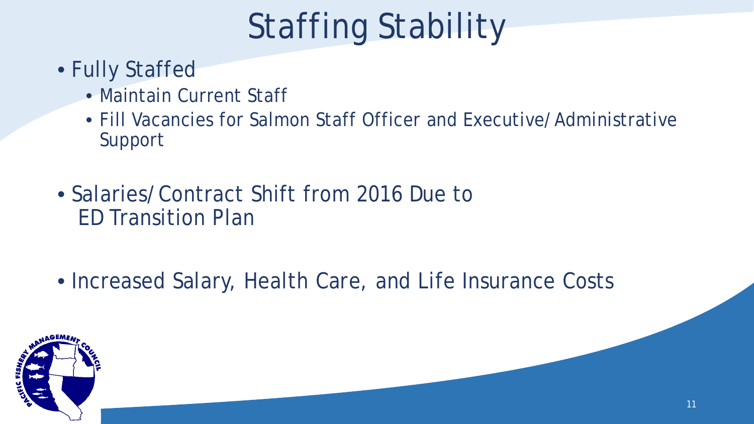# Staffing Stability

- Fully Staffed
  - Maintain Current Staff
  - Fill Vacancies for Salmon Staff Officer and Executive/Administrative Support
- Salaries/Contract Shift from 2016 Due to ED Transition Plan
- Increased Salary, Health Care, and Life Insurance Costs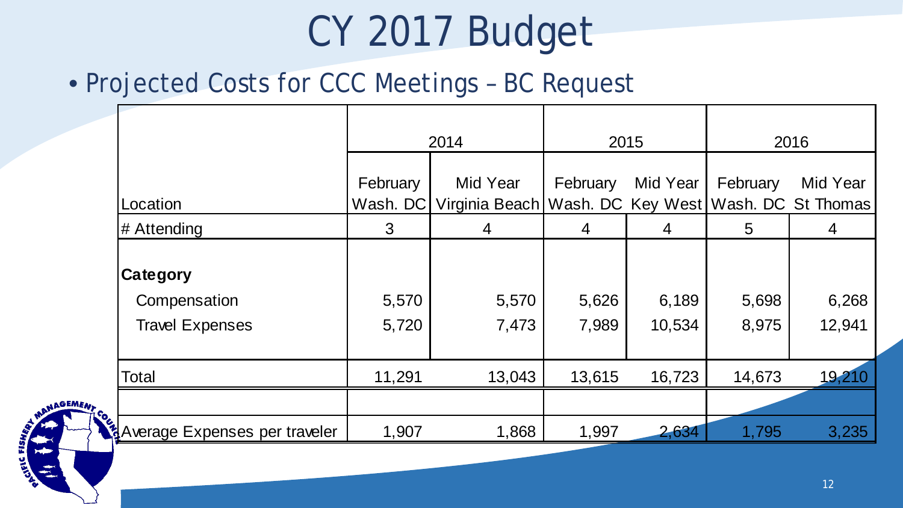# CY 2017 Budget

- Projected Costs for CCC Meetings – BC Request

| | 2014 | | 2015 | | 2016 | |
|---|---|---|---|---|---|---|
| Location | February Wash. DC | Mid Year Virginia Beach | February Wash. DC | Mid Year Key West | February Wash. DC | Mid Year St Thomas |
| # Attending | 3 | 4 | 4 | 4 | 5 | 4 |
| **Category** | | | | | | |
| Compensation | 5,570 | 5,570 | 5,626 | 6,189 | 5,698 | 6,268 |
| Travel Expenses | 5,720 | 7,473 | 7,989 | 10,534 | 8,975 | 12,941 |
| Total | 11,291 | 13,043 | 13,615 | 16,723 | 14,673 | 19,210 |
| | | | | | | |
| Average Expenses per traveler | 1,907 | 1,868 | 1,997 | 2,634 | 1,795 | 3,235 |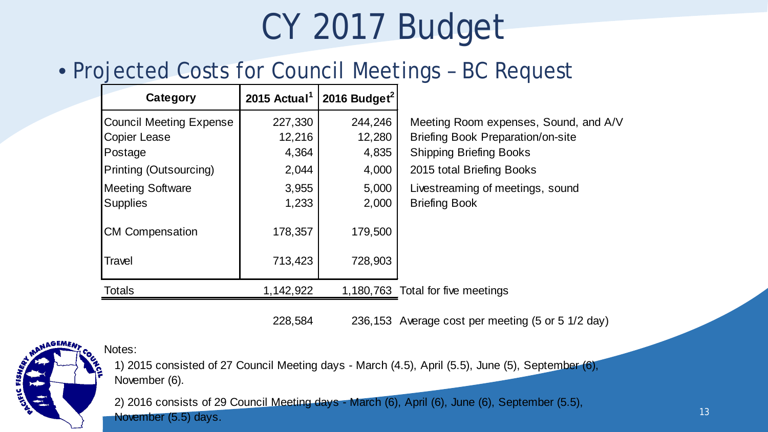# CY 2017 Budget

- Projected Costs for Council Meetings – BC Request

| Category | 2015 Actual[1] | 2016 Budget[2] | |
|---|---|---|---|
| Council Meeting Expense | 227,330 | 244,246 | Meeting Room expenses, Sound, and A/V |
| Copier Lease | 12,216 | 12,280 | Briefing Book Preparation/on-site |
| Postage | 4,364 | 4,835 | Shipping Briefing Books |
| Printing (Outsourcing) | 2,044 | 4,000 | 2015 total Briefing Books |
| Meeting Software | 3,955 | 5,000 | Livestreaming of meetings, sound |
| Supplies | 1,233 | 2,000 | Briefing Book |
| CM Compensation | 178,357 | 179,500 | |
| Travel | 713,423 | 728,903 | |
| Totals | 1,142,922 | 1,180,763 | Total for five meetings |
| | 228,584 | 236,153 | Average cost per meeting (5 or 5 1/2 day) |

Notes:

1) 2015 consisted of 27 Council Meeting days - March (4.5), April (5.5), June (5), September (6), November (6).

2) 2016 consists of 29 Council Meeting days - March (6), April (6), June (6), September (5.5), November (5.5) days.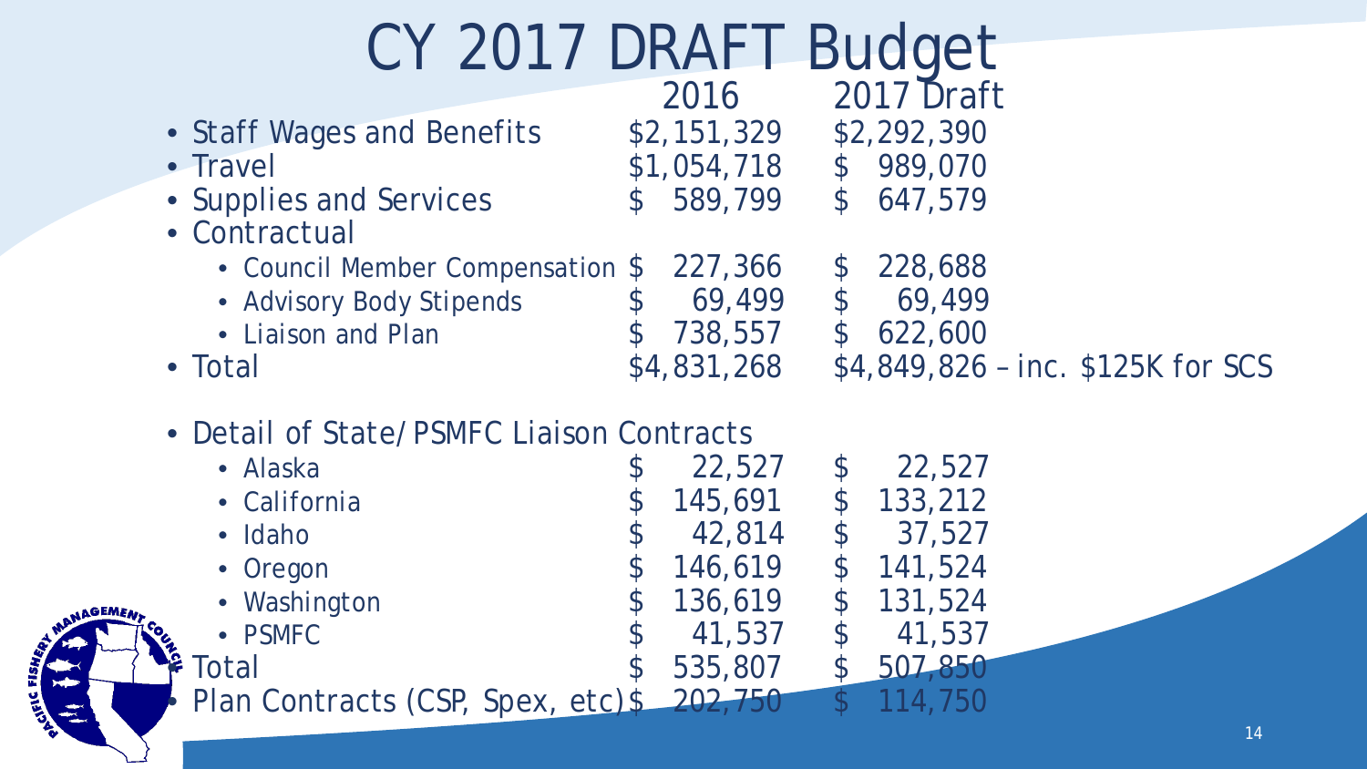# CY 2017 DRAFT Budget

| | 2016 | 2017 Draft |
|---|---|---|
| • Staff Wages and Benefits | $2,151,329 | $2,292,390 |
| • Travel | $1,054,718 | $ 989,070 |
| • Supplies and Services | $ 589,799 | $ 647,579 |
| • Contractual | | |
| &nbsp;&nbsp;• Council Member Compensation | $ 227,366 | $ 228,688 |
| &nbsp;&nbsp;• Advisory Body Stipends | $ 69,499 | $ 69,499 |
| &nbsp;&nbsp;• Liaison and Plan | $ 738,557 | $ 622,600 |
| • Total | $4,831,268 | $4,849,826 – inc. $125K for SCS |

| • Detail of State/PSMFC Liaison Contracts | 2016 | 2017 Draft |
|---|---|---|
| &nbsp;&nbsp;• Alaska | $ 22,527 | $ 22,527 |
| &nbsp;&nbsp;• California | $ 145,691 | $ 133,212 |
| &nbsp;&nbsp;• Idaho | $ 42,814 | $ 37,527 |
| &nbsp;&nbsp;• Oregon | $ 146,619 | $ 141,524 |
| &nbsp;&nbsp;• Washington | $ 136,619 | $ 131,524 |
| &nbsp;&nbsp;• PSMFC | $ 41,537 | $ 41,537 |
| • Total | $ 535,807 | $ 507,850 |
| • Plan Contracts (CSP, Spex, etc) | $ 202,750 | $ 114,750 |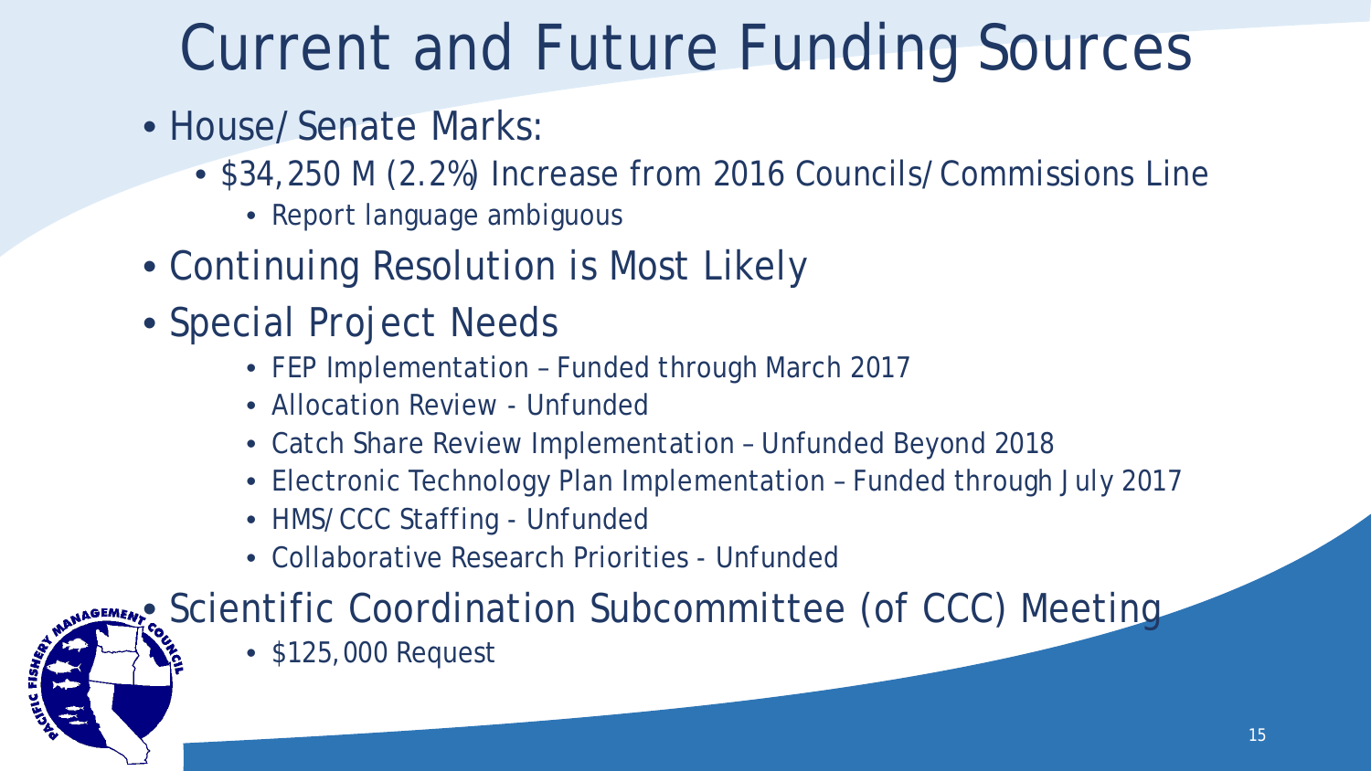# Current and Future Funding Sources

- House/Senate Marks:
  - \$34,250 M (2.2%) Increase from 2016 Councils/Commissions Line
    - Report language ambiguous
- Continuing Resolution is Most Likely
- Special Project Needs
  - FEP Implementation – Funded through March 2017
  - Allocation Review - Unfunded
  - Catch Share Review Implementation – Unfunded Beyond 2018
  - Electronic Technology Plan Implementation – Funded through July 2017
  - HMS/CCC Staffing - Unfunded
  - Collaborative Research Priorities - Unfunded
- Scientific Coordination Subcommittee (of CCC) Meeting
  - \$125,000 Request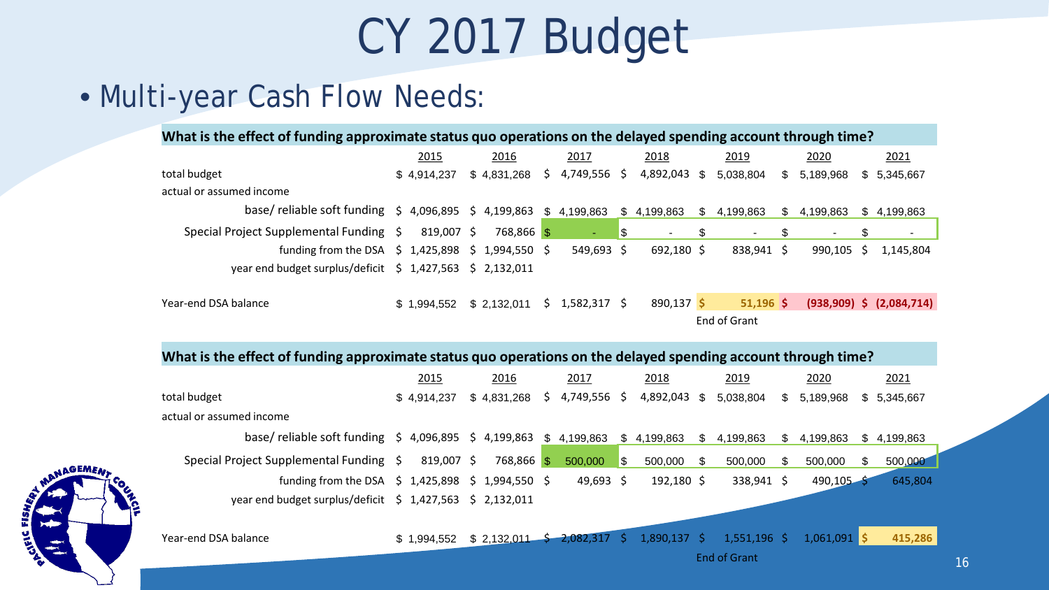# CY 2017 Budget

- Multi-year Cash Flow Needs:

**What is the effect of funding approximate status quo operations on the delayed spending account through time?**

| | 2015 | 2016 | 2017 | 2018 | 2019 | 2020 | 2021 |
|---|---|---|---|---|---|---|---|
| total budget | $ 4,914,237 | $ 4,831,268 | $ 4,749,556 | $ 4,892,043 | $ 5,038,804 | $ 5,189,968 | $ 5,345,667 |
| actual or assumed income | | | | | | | |
| base/ reliable soft funding | $ 4,096,895 | $ 4,199,863 | $ 4,199,863 | $ 4,199,863 | $ 4,199,863 | $ 4,199,863 | $ 4,199,863 |
| Special Project Supplemental Funding | $ 819,007 | $ 768,866 | $ - | $ - | $ - | $ - | $ - |
| funding from the DSA | $ 1,425,898 | $ 1,994,550 | $ 549,693 | $ 692,180 | $ 838,941 | $ 990,105 | $ 1,145,804 |
| year end budget surplus/deficit | $ 1,427,563 | $ 2,132,011 | | | | | |
| Year-end DSA balance | $ 1,994,552 | $ 2,132,011 | $ 1,582,317 | $ 890,137 | $ 51,196 | $ (938,909) | $ (2,084,714) |
| | | | | | End of Grant | | |

**What is the effect of funding approximate status quo operations on the delayed spending account through time?**

| | 2015 | 2016 | 2017 | 2018 | 2019 | 2020 | 2021 |
|---|---|---|---|---|---|---|---|
| total budget | $ 4,914,237 | $ 4,831,268 | $ 4,749,556 | $ 4,892,043 | $ 5,038,804 | $ 5,189,968 | $ 5,345,667 |
| actual or assumed income | | | | | | | |
| base/ reliable soft funding | $ 4,096,895 | $ 4,199,863 | $ 4,199,863 | $ 4,199,863 | $ 4,199,863 | $ 4,199,863 | $ 4,199,863 |
| Special Project Supplemental Funding | $ 819,007 | $ 768,866 | $ 500,000 | $ 500,000 | $ 500,000 | $ 500,000 | $ 500,000 |
| funding from the DSA | $ 1,425,898 | $ 1,994,550 | $ 49,693 | $ 192,180 | $ 338,941 | $ 490,105 | $ 645,804 |
| year end budget surplus/deficit | $ 1,427,563 | $ 2,132,011 | | | | | |
| Year-end DSA balance | $ 1,994,552 | $ 2,132,011 | $ 2,082,317 | $ 1,890,137 | $ 1,551,196 | $ 1,061,091 | $ 415,286 |
| | | | | | End of Grant | | |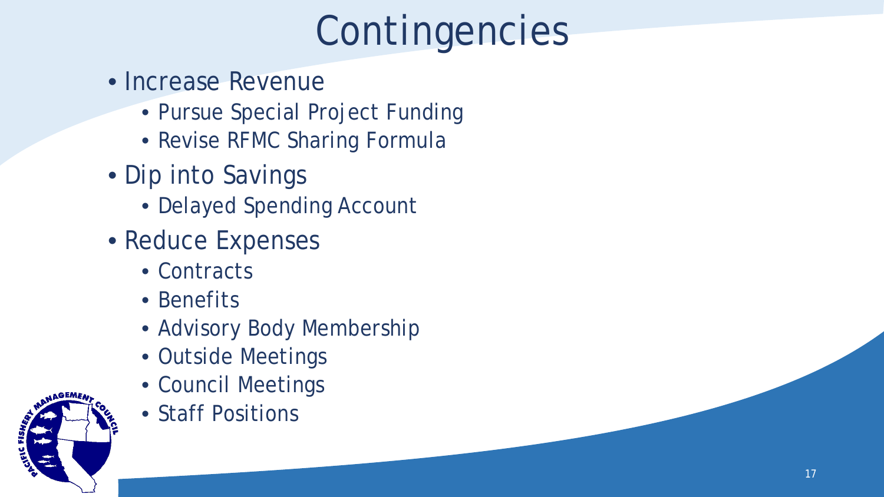# Contingencies

- Increase Revenue
  - Pursue Special Project Funding
  - Revise RFMC Sharing Formula
- Dip into Savings
  - Delayed Spending Account
- Reduce Expenses
  - Contracts
  - Benefits
  - Advisory Body Membership
  - Outside Meetings
  - Council Meetings
  - Staff Positions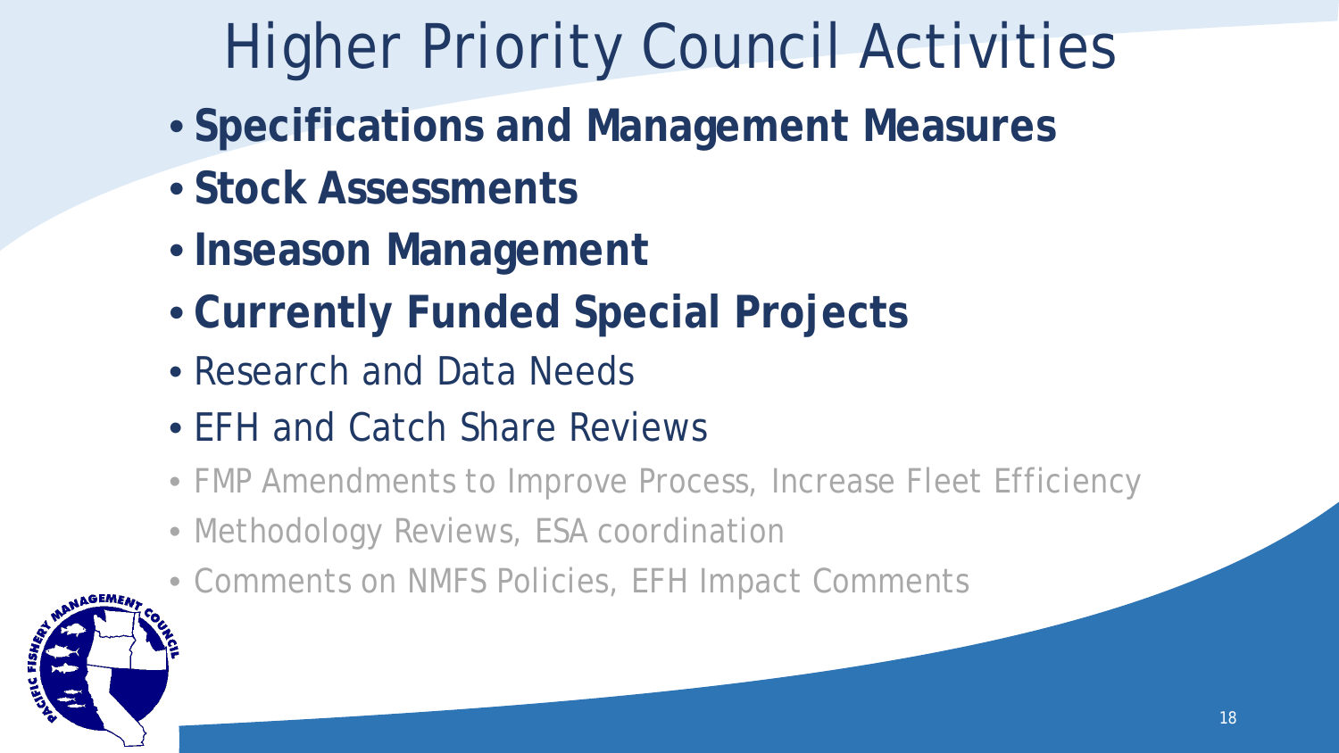# Higher Priority Council Activities

- **Specifications and Management Measures**
- **Stock Assessments**
- **Inseason Management**
- **Currently Funded Special Projects**
- Research and Data Needs
- EFH and Catch Share Reviews
- FMP Amendments to Improve Process, Increase Fleet Efficiency
- Methodology Reviews, ESA coordination
- Comments on NMFS Policies, EFH Impact Comments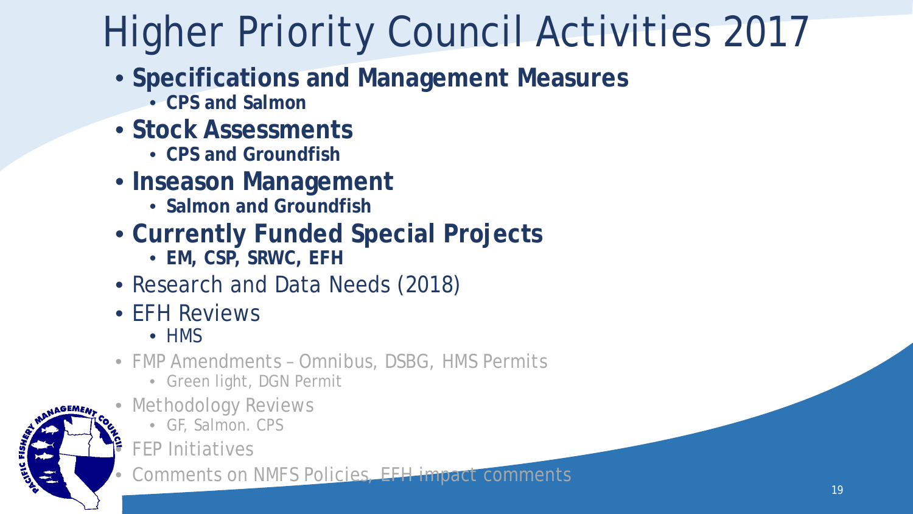# Higher Priority Council Activities 2017

- **Specifications and Management Measures**
  - **CPS and Salmon**
- **Stock Assessments**
  - **CPS and Groundfish**
- **Inseason Management**
  - **Salmon and Groundfish**
- **Currently Funded Special Projects**
  - **EM, CSP, SRWC, EFH**
- Research and Data Needs (2018)
- EFH Reviews
  - HMS
- FMP Amendments – Omnibus, DSBG, HMS Permits
  - Green light, DGN Permit
- Methodology Reviews
  - GF, Salmon. CPS
- FEP Initiatives
- Comments on NMFS Policies, EFH impact comments